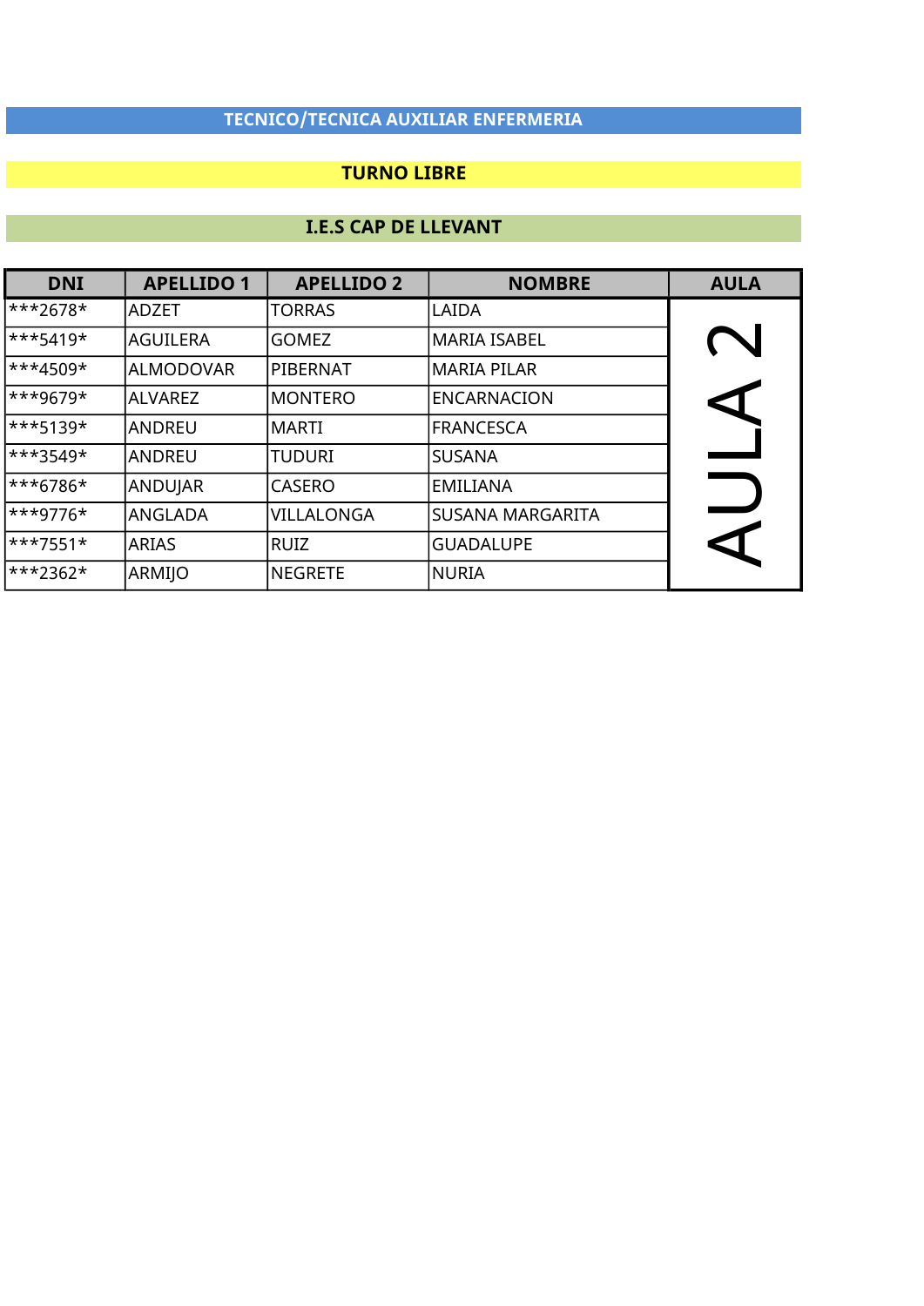## TECNICO/TECNICA AUXILIAR ENFERMERIA

### TURNO LIBRE

### I.E.S CAP DE LLEVANT

| DNI | APELLIDO 1 | APELLIDO 2 | NOMBRE | AULA |
|---|---|---|---|---|
| ***2678* | ADZET | TORRAS | LAIDA | AULA 2 |
| ***5419* | AGUILERA | GOMEZ | MARIA ISABEL | |
| ***4509* | ALMODOVAR | PIBERNAT | MARIA PILAR | |
| ***9679* | ALVAREZ | MONTERO | ENCARNACION | |
| ***5139* | ANDREU | MARTI | FRANCESCA | |
| ***3549* | ANDREU | TUDURI | SUSANA | |
| ***6786* | ANDUJAR | CASERO | EMILIANA | |
| ***9776* | ANGLADA | VILLALONGA | SUSANA MARGARITA | |
| ***7551* | ARIAS | RUIZ | GUADALUPE | |
| ***2362* | ARMIJO | NEGRETE | NURIA | |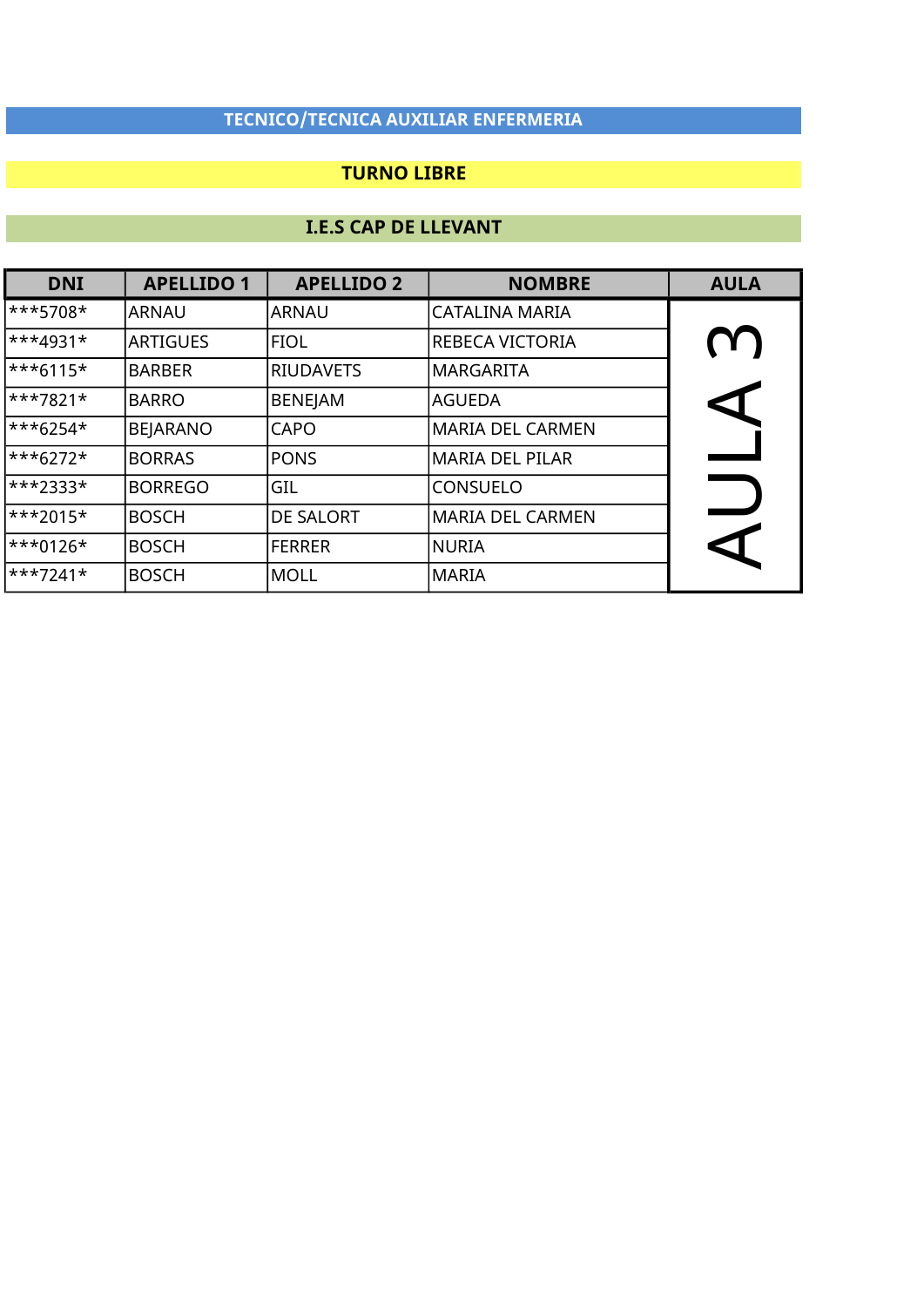**TECNICO/TECNICA AUXILIAR ENFERMERIA**

**TURNO LIBRE**

**I.E.S CAP DE LLEVANT**

| DNI | APELLIDO 1 | APELLIDO 2 | NOMBRE | AULA |
|---|---|---|---|---|
| ***5708* | ARNAU | ARNAU | CATALINA MARIA | AULA 3 |
| ***4931* | ARTIGUES | FIOL | REBECA VICTORIA | |
| ***6115* | BARBER | RIUDAVETS | MARGARITA | |
| ***7821* | BARRO | BENEJAM | AGUEDA | |
| ***6254* | BEJARANO | CAPO | MARIA DEL CARMEN | |
| ***6272* | BORRAS | PONS | MARIA DEL PILAR | |
| ***2333* | BORREGO | GIL | CONSUELO | |
| ***2015* | BOSCH | DE SALORT | MARIA DEL CARMEN | |
| ***0126* | BOSCH | FERRER | NURIA | |
| ***7241* | BOSCH | MOLL | MARIA | |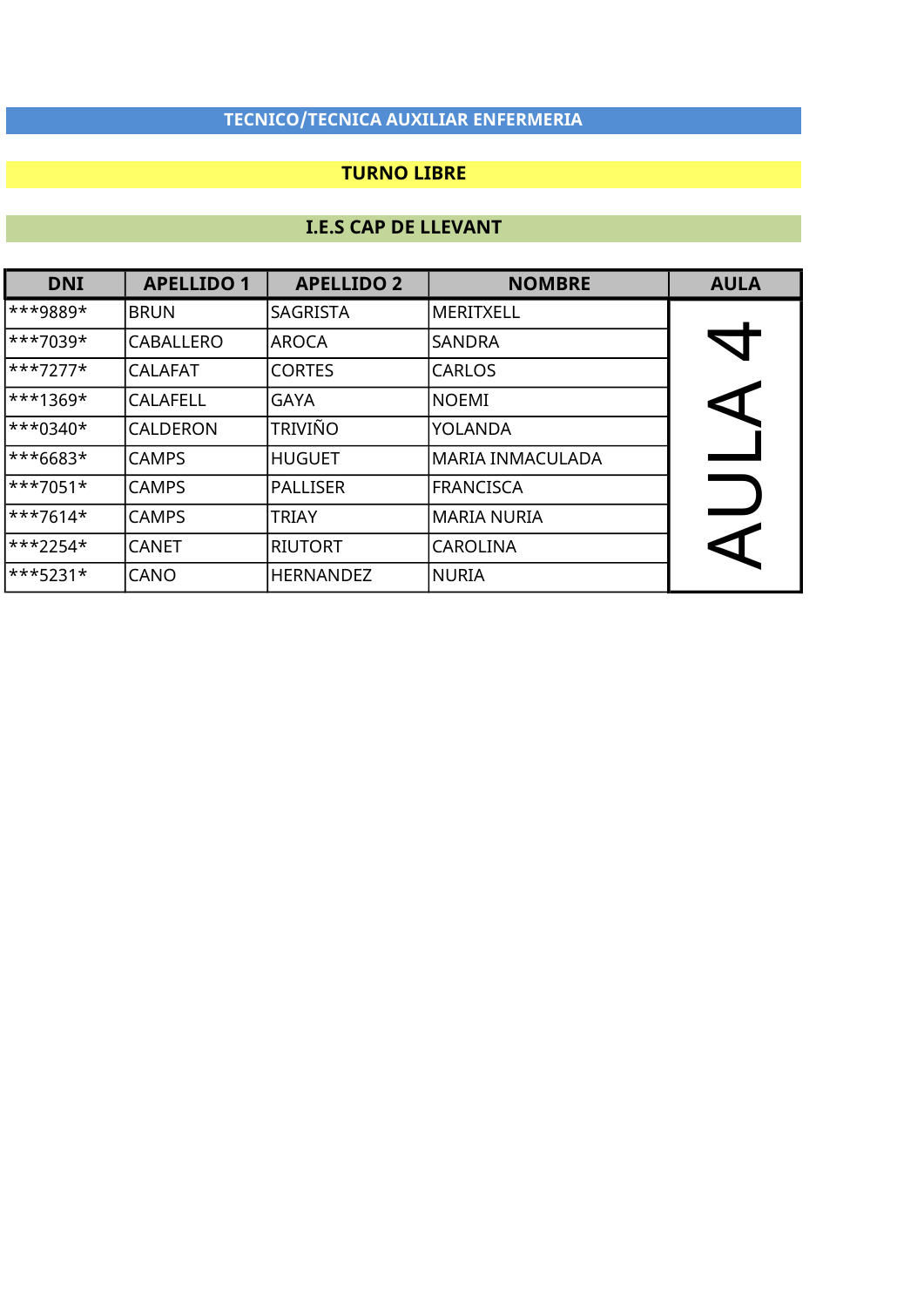## TECNICO/TECNICA AUXILIAR ENFERMERIA

### TURNO LIBRE

### I.E.S CAP DE LLEVANT

| DNI | APELLIDO 1 | APELLIDO 2 | NOMBRE | AULA |
|---|---|---|---|---|
| ***9889* | BRUN | SAGRISTA | MERITXELL | AULA 4 |
| ***7039* | CABALLERO | AROCA | SANDRA | |
| ***7277* | CALAFAT | CORTES | CARLOS | |
| ***1369* | CALAFELL | GAYA | NOEMI | |
| ***0340* | CALDERON | TRIVIÑO | YOLANDA | |
| ***6683* | CAMPS | HUGUET | MARIA INMACULADA | |
| ***7051* | CAMPS | PALLISER | FRANCISCA | |
| ***7614* | CAMPS | TRIAY | MARIA NURIA | |
| ***2254* | CANET | RIUTORT | CAROLINA | |
| ***5231* | CANO | HERNANDEZ | NURIA | |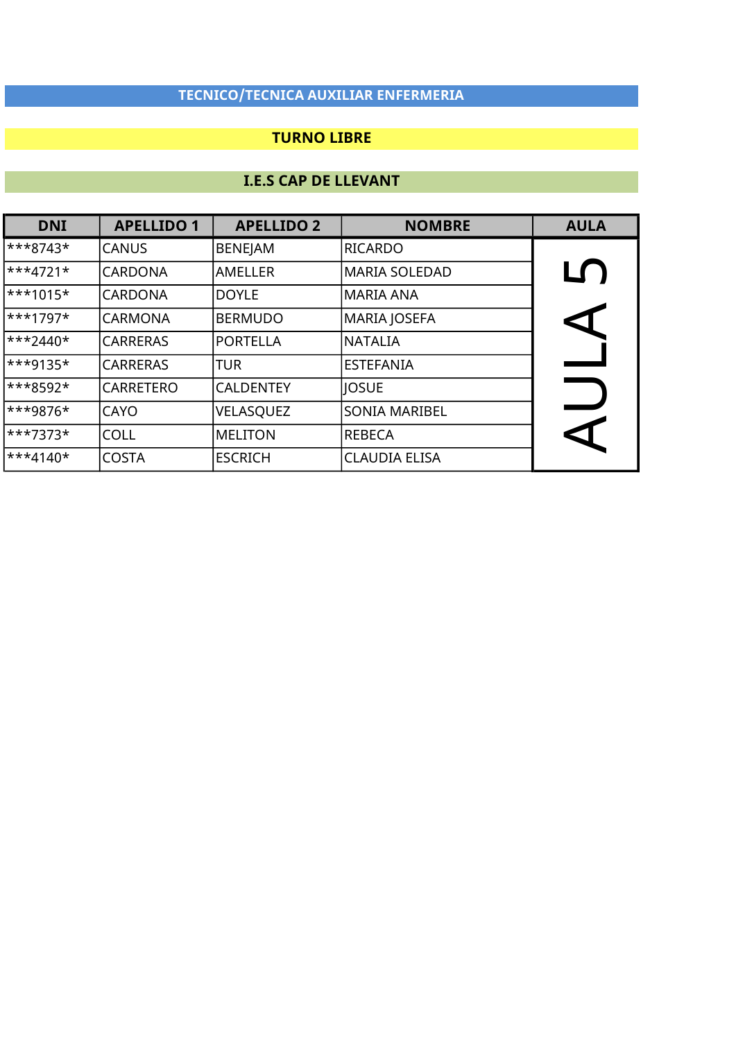# TECNICO/TECNICA AUXILIAR ENFERMERIA

## TURNO LIBRE

## I.E.S CAP DE LLEVANT

| DNI | APELLIDO 1 | APELLIDO 2 | NOMBRE | AULA |
|---|---|---|---|---|
| ***8743* | CANUS | BENEJAM | RICARDO | AULA 5 |
| ***4721* | CARDONA | AMELLER | MARIA SOLEDAD | |
| ***1015* | CARDONA | DOYLE | MARIA ANA | |
| ***1797* | CARMONA | BERMUDO | MARIA JOSEFA | |
| ***2440* | CARRERAS | PORTELLA | NATALIA | |
| ***9135* | CARRERAS | TUR | ESTEFANIA | |
| ***8592* | CARRETERO | CALDENTEY | JOSUE | |
| ***9876* | CAYO | VELASQUEZ | SONIA MARIBEL | |
| ***7373* | COLL | MELITON | REBECA | |
| ***4140* | COSTA | ESCRICH | CLAUDIA ELISA | |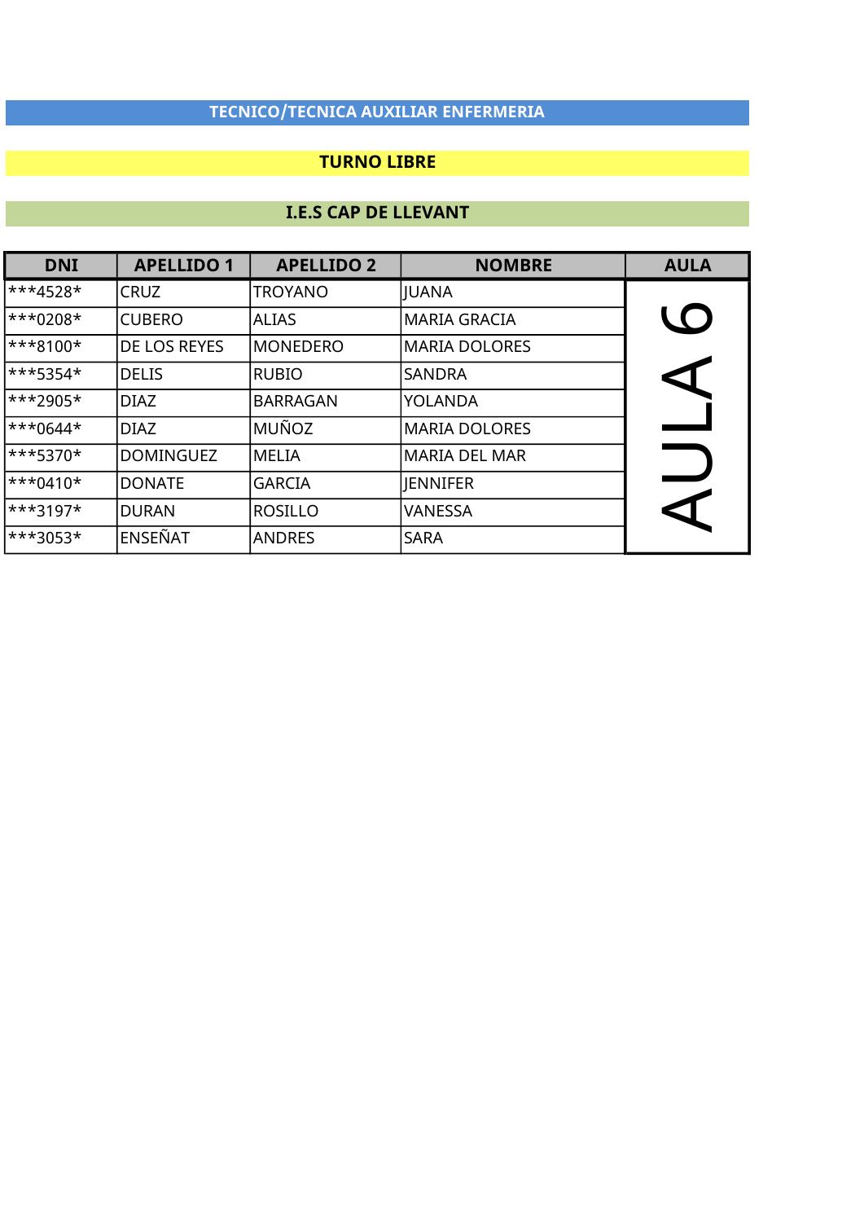**TECNICO/TECNICA AUXILIAR ENFERMERIA**

**TURNO LIBRE**

**I.E.S CAP DE LLEVANT**

| DNI | APELLIDO 1 | APELLIDO 2 | NOMBRE | AULA |
|---|---|---|---|---|
| ***4528* | CRUZ | TROYANO | JUANA | AULA 6 |
| ***0208* | CUBERO | ALIAS | MARIA GRACIA | |
| ***8100* | DE LOS REYES | MONEDERO | MARIA DOLORES | |
| ***5354* | DELIS | RUBIO | SANDRA | |
| ***2905* | DIAZ | BARRAGAN | YOLANDA | |
| ***0644* | DIAZ | MUÑOZ | MARIA DOLORES | |
| ***5370* | DOMINGUEZ | MELIA | MARIA DEL MAR | |
| ***0410* | DONATE | GARCIA | JENNIFER | |
| ***3197* | DURAN | ROSILLO | VANESSA | |
| ***3053* | ENSEÑAT | ANDRES | SARA | |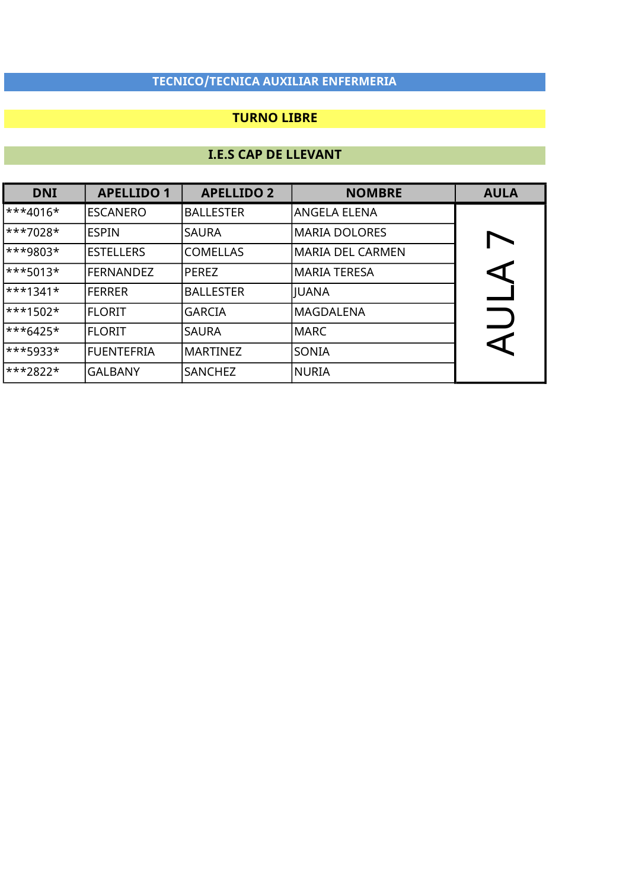## TECNICO/TECNICA AUXILIAR ENFERMERIA

### TURNO LIBRE

### I.E.S CAP DE LLEVANT

| DNI | APELLIDO 1 | APELLIDO 2 | NOMBRE | AULA |
|---|---|---|---|---|
| ***4016* | ESCANERO | BALLESTER | ANGELA ELENA | AULA 7 |
| ***7028* | ESPIN | SAURA | MARIA DOLORES | |
| ***9803* | ESTELLERS | COMELLAS | MARIA DEL CARMEN | |
| ***5013* | FERNANDEZ | PEREZ | MARIA TERESA | |
| ***1341* | FERRER | BALLESTER | JUANA | |
| ***1502* | FLORIT | GARCIA | MAGDALENA | |
| ***6425* | FLORIT | SAURA | MARC | |
| ***5933* | FUENTEFRIA | MARTINEZ | SONIA | |
| ***2822* | GALBANY | SANCHEZ | NURIA | |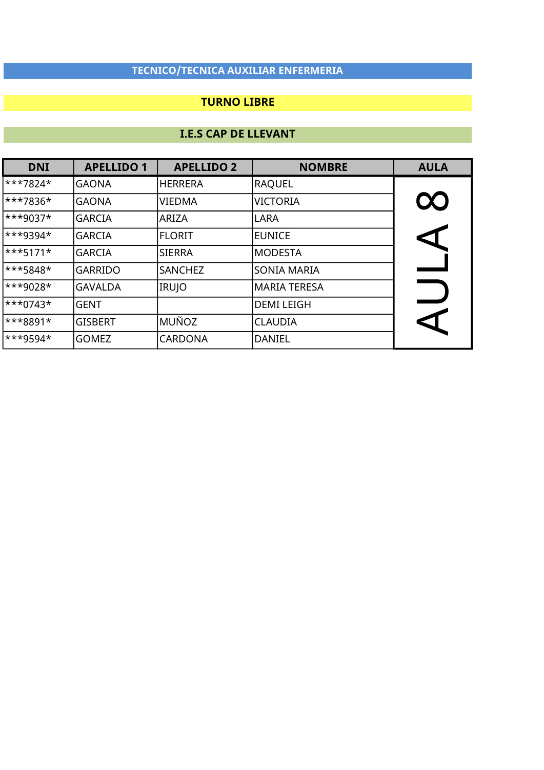## TECNICO/TECNICA AUXILIAR ENFERMERIA

### TURNO LIBRE

### I.E.S CAP DE LLEVANT

| DNI | APELLIDO 1 | APELLIDO 2 | NOMBRE | AULA |
|---|---|---|---|---|
| ***7824* | GAONA | HERRERA | RAQUEL | AULA 8 |
| ***7836* | GAONA | VIEDMA | VICTORIA | |
| ***9037* | GARCIA | ARIZA | LARA | |
| ***9394* | GARCIA | FLORIT | EUNICE | |
| ***5171* | GARCIA | SIERRA | MODESTA | |
| ***5848* | GARRIDO | SANCHEZ | SONIA MARIA | |
| ***9028* | GAVALDA | IRUJO | MARIA TERESA | |
| ***0743* | GENT | | DEMI LEIGH | |
| ***8891* | GISBERT | MUÑOZ | CLAUDIA | |
| ***9594* | GOMEZ | CARDONA | DANIEL | |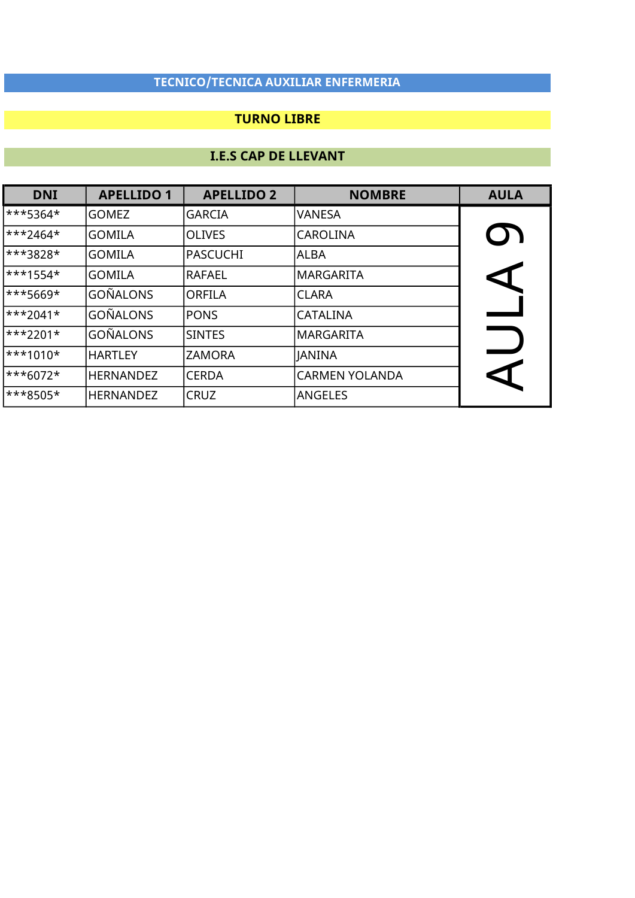**TECNICO/TECNICA AUXILIAR ENFERMERIA**

**TURNO LIBRE**

**I.E.S CAP DE LLEVANT**

| DNI | APELLIDO 1 | APELLIDO 2 | NOMBRE | AULA |
|---|---|---|---|---|
| ***5364* | GOMEZ | GARCIA | VANESA | AULA 9 |
| ***2464* | GOMILA | OLIVES | CAROLINA | |
| ***3828* | GOMILA | PASCUCHI | ALBA | |
| ***1554* | GOMILA | RAFAEL | MARGARITA | |
| ***5669* | GOÑALONS | ORFILA | CLARA | |
| ***2041* | GOÑALONS | PONS | CATALINA | |
| ***2201* | GOÑALONS | SINTES | MARGARITA | |
| ***1010* | HARTLEY | ZAMORA | JANINA | |
| ***6072* | HERNANDEZ | CERDA | CARMEN YOLANDA | |
| ***8505* | HERNANDEZ | CRUZ | ANGELES | |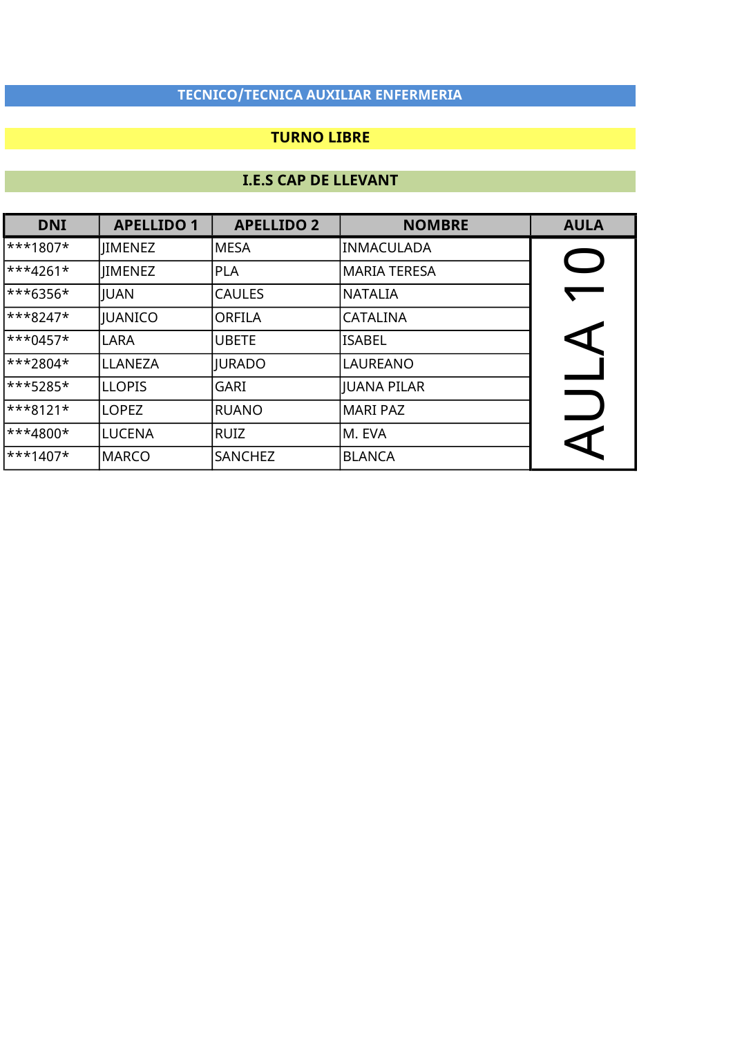**TECNICO/TECNICA AUXILIAR ENFERMERIA**

**TURNO LIBRE**

**I.E.S CAP DE LLEVANT**

| DNI | APELLIDO 1 | APELLIDO 2 | NOMBRE | AULA |
|---|---|---|---|---|
| ***1807* | JIMENEZ | MESA | INMACULADA | AULA 10 |
| ***4261* | JIMENEZ | PLA | MARIA TERESA | |
| ***6356* | JUAN | CAULES | NATALIA | |
| ***8247* | JUANICO | ORFILA | CATALINA | |
| ***0457* | LARA | UBETE | ISABEL | |
| ***2804* | LLANEZA | JURADO | LAUREANO | |
| ***5285* | LLOPIS | GARI | JUANA PILAR | |
| ***8121* | LOPEZ | RUANO | MARI PAZ | |
| ***4800* | LUCENA | RUIZ | M. EVA | |
| ***1407* | MARCO | SANCHEZ | BLANCA | |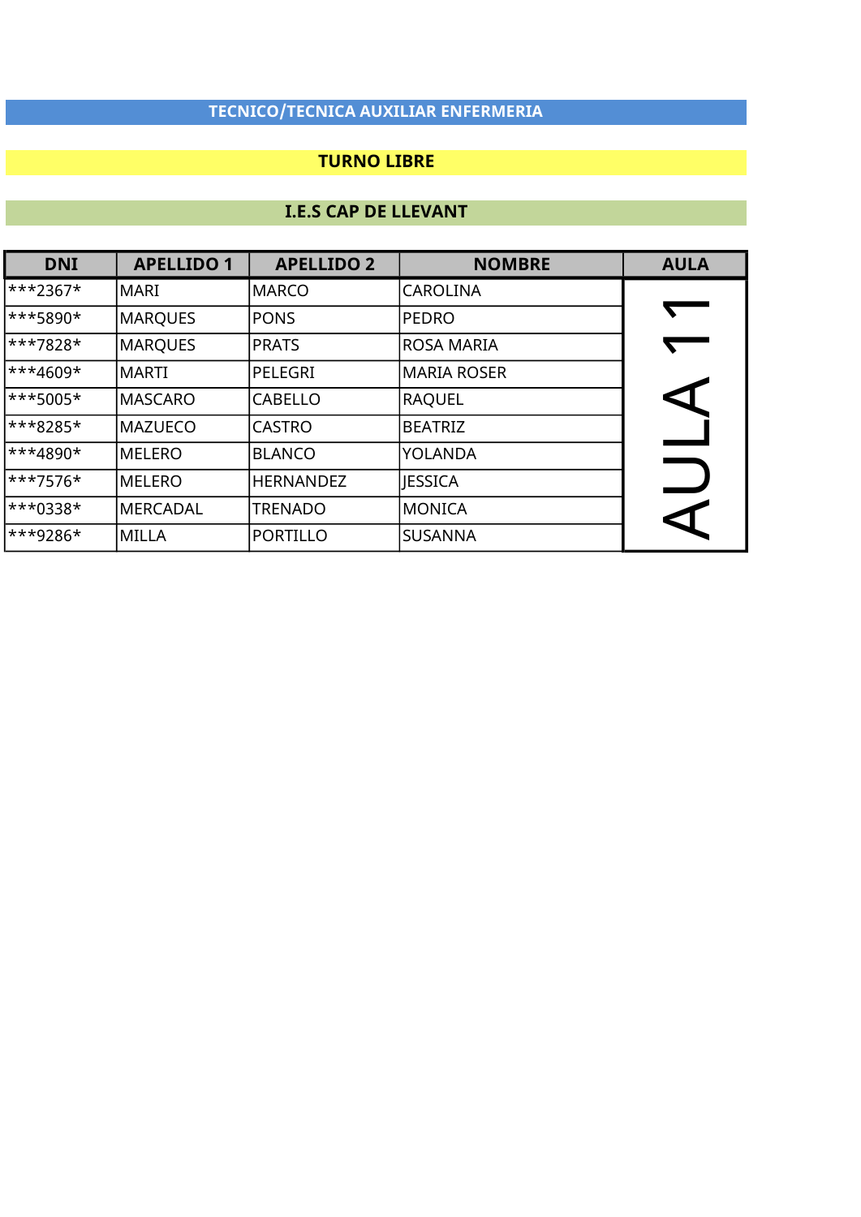**TECNICO/TECNICA AUXILIAR ENFERMERIA**

**TURNO LIBRE**

**I.E.S CAP DE LLEVANT**

| DNI | APELLIDO 1 | APELLIDO 2 | NOMBRE | AULA |
|---|---|---|---|---|
| ***2367* | MARI | MARCO | CAROLINA | AULA 11 |
| ***5890* | MARQUES | PONS | PEDRO | |
| ***7828* | MARQUES | PRATS | ROSA MARIA | |
| ***4609* | MARTI | PELEGRI | MARIA ROSER | |
| ***5005* | MASCARO | CABELLO | RAQUEL | |
| ***8285* | MAZUECO | CASTRO | BEATRIZ | |
| ***4890* | MELERO | BLANCO | YOLANDA | |
| ***7576* | MELERO | HERNANDEZ | JESSICA | |
| ***0338* | MERCADAL | TRENADO | MONICA | |
| ***9286* | MILLA | PORTILLO | SUSANNA | |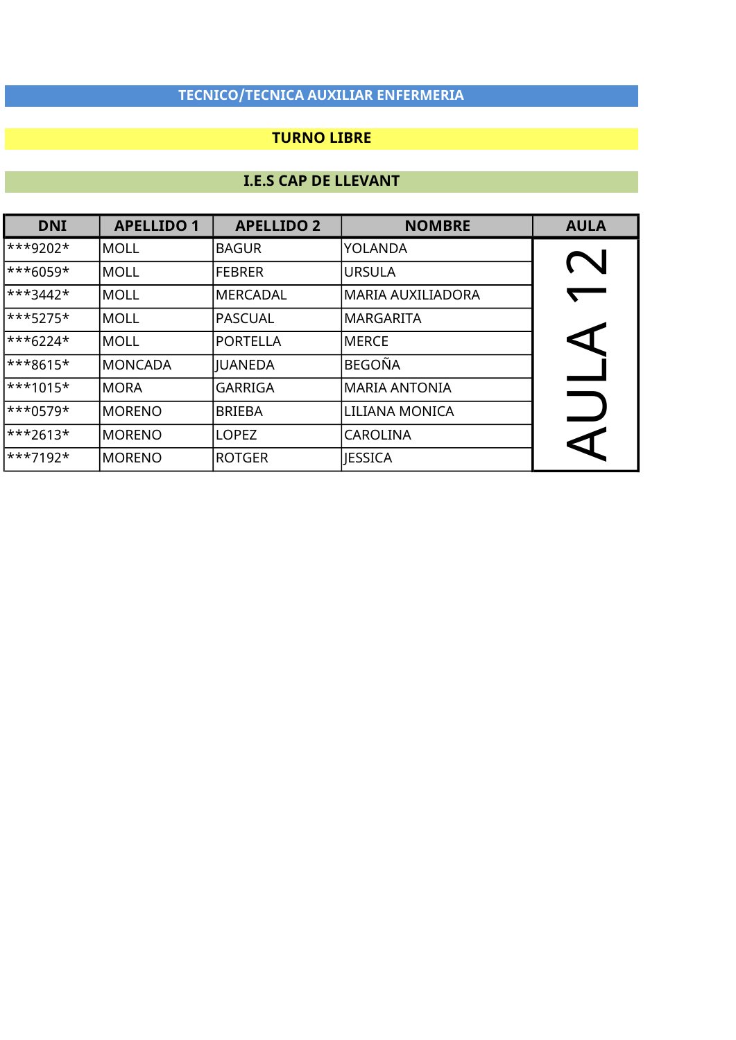**TECNICO/TECNICA AUXILIAR ENFERMERIA**

**TURNO LIBRE**

**I.E.S CAP DE LLEVANT**

| DNI | APELLIDO 1 | APELLIDO 2 | NOMBRE | AULA |
|---|---|---|---|---|
| ***9202* | MOLL | BAGUR | YOLANDA | AULA 12 |
| ***6059* | MOLL | FEBRER | URSULA | |
| ***3442* | MOLL | MERCADAL | MARIA AUXILIADORA | |
| ***5275* | MOLL | PASCUAL | MARGARITA | |
| ***6224* | MOLL | PORTELLA | MERCE | |
| ***8615* | MONCADA | JUANEDA | BEGOÑA | |
| ***1015* | MORA | GARRIGA | MARIA ANTONIA | |
| ***0579* | MORENO | BRIEBA | LILIANA MONICA | |
| ***2613* | MORENO | LOPEZ | CAROLINA | |
| ***7192* | MORENO | ROTGER | JESSICA | |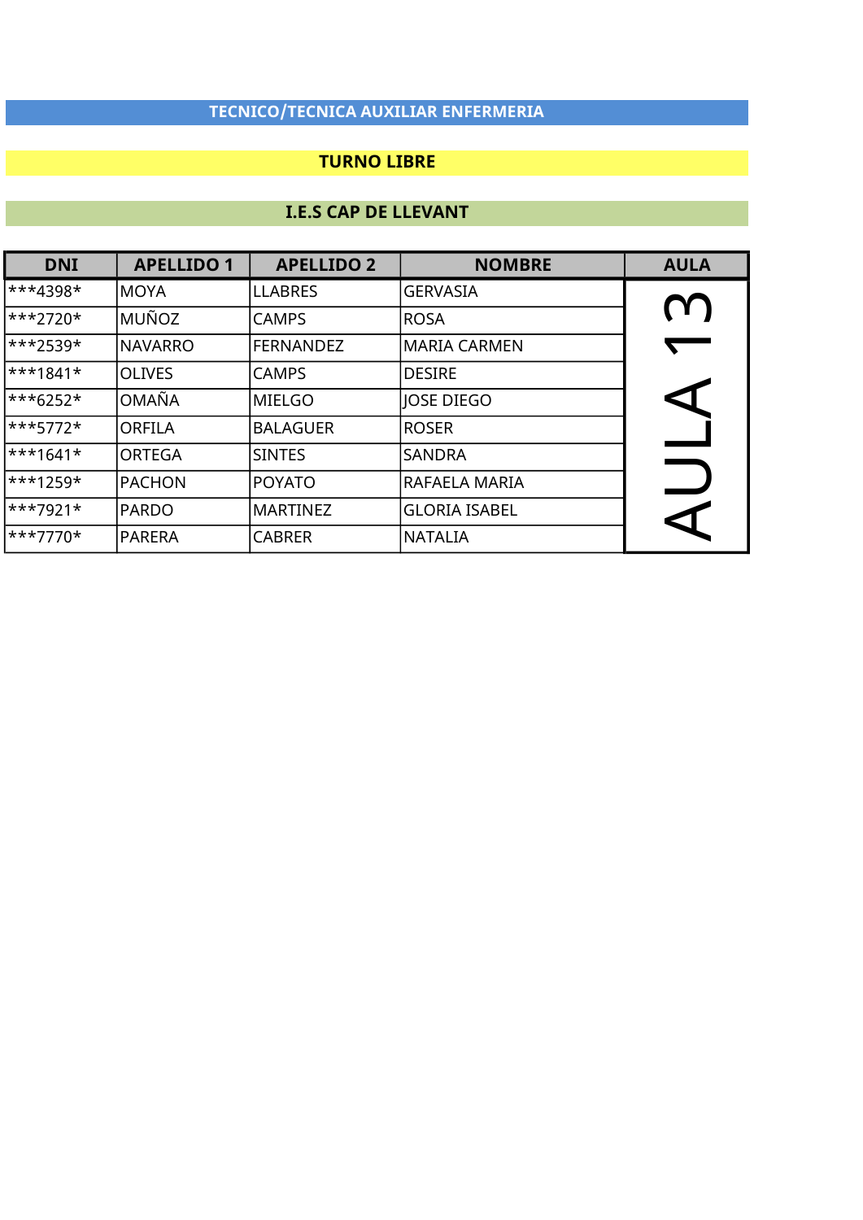**TECNICO/TECNICA AUXILIAR ENFERMERIA**

**TURNO LIBRE**

**I.E.S CAP DE LLEVANT**

| DNI | APELLIDO 1 | APELLIDO 2 | NOMBRE | AULA |
|---|---|---|---|---|
| ***4398* | MOYA | LLABRES | GERVASIA | AULA 13 |
| ***2720* | MUÑOZ | CAMPS | ROSA | |
| ***2539* | NAVARRO | FERNANDEZ | MARIA CARMEN | |
| ***1841* | OLIVES | CAMPS | DESIRE | |
| ***6252* | OMAÑA | MIELGO | JOSE DIEGO | |
| ***5772* | ORFILA | BALAGUER | ROSER | |
| ***1641* | ORTEGA | SINTES | SANDRA | |
| ***1259* | PACHON | POYATO | RAFAELA MARIA | |
| ***7921* | PARDO | MARTINEZ | GLORIA ISABEL | |
| ***7770* | PARERA | CABRER | NATALIA | |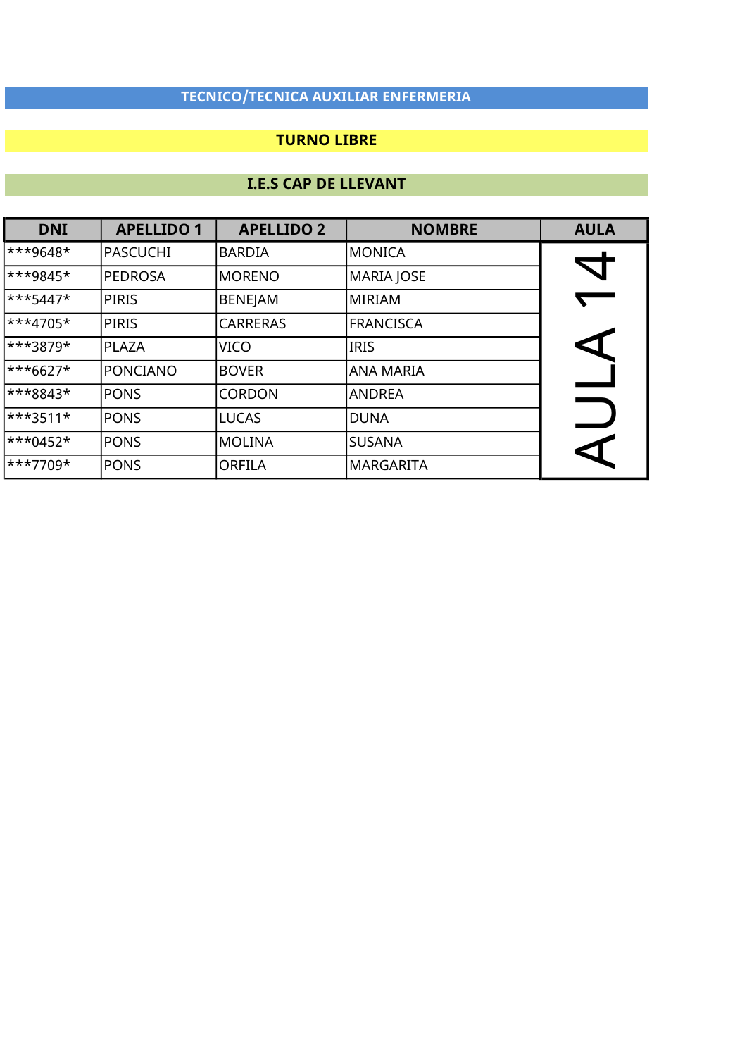**TECNICO/TECNICA AUXILIAR ENFERMERIA**

**TURNO LIBRE**

**I.E.S CAP DE LLEVANT**

| DNI | APELLIDO 1 | APELLIDO 2 | NOMBRE | AULA |
|---|---|---|---|---|
| ***9648* | PASCUCHI | BARDIA | MONICA | AULA 14 |
| ***9845* | PEDROSA | MORENO | MARIA JOSE | |
| ***5447* | PIRIS | BENEJAM | MIRIAM | |
| ***4705* | PIRIS | CARRERAS | FRANCISCA | |
| ***3879* | PLAZA | VICO | IRIS | |
| ***6627* | PONCIANO | BOVER | ANA MARIA | |
| ***8843* | PONS | CORDON | ANDREA | |
| ***3511* | PONS | LUCAS | DUNA | |
| ***0452* | PONS | MOLINA | SUSANA | |
| ***7709* | PONS | ORFILA | MARGARITA | |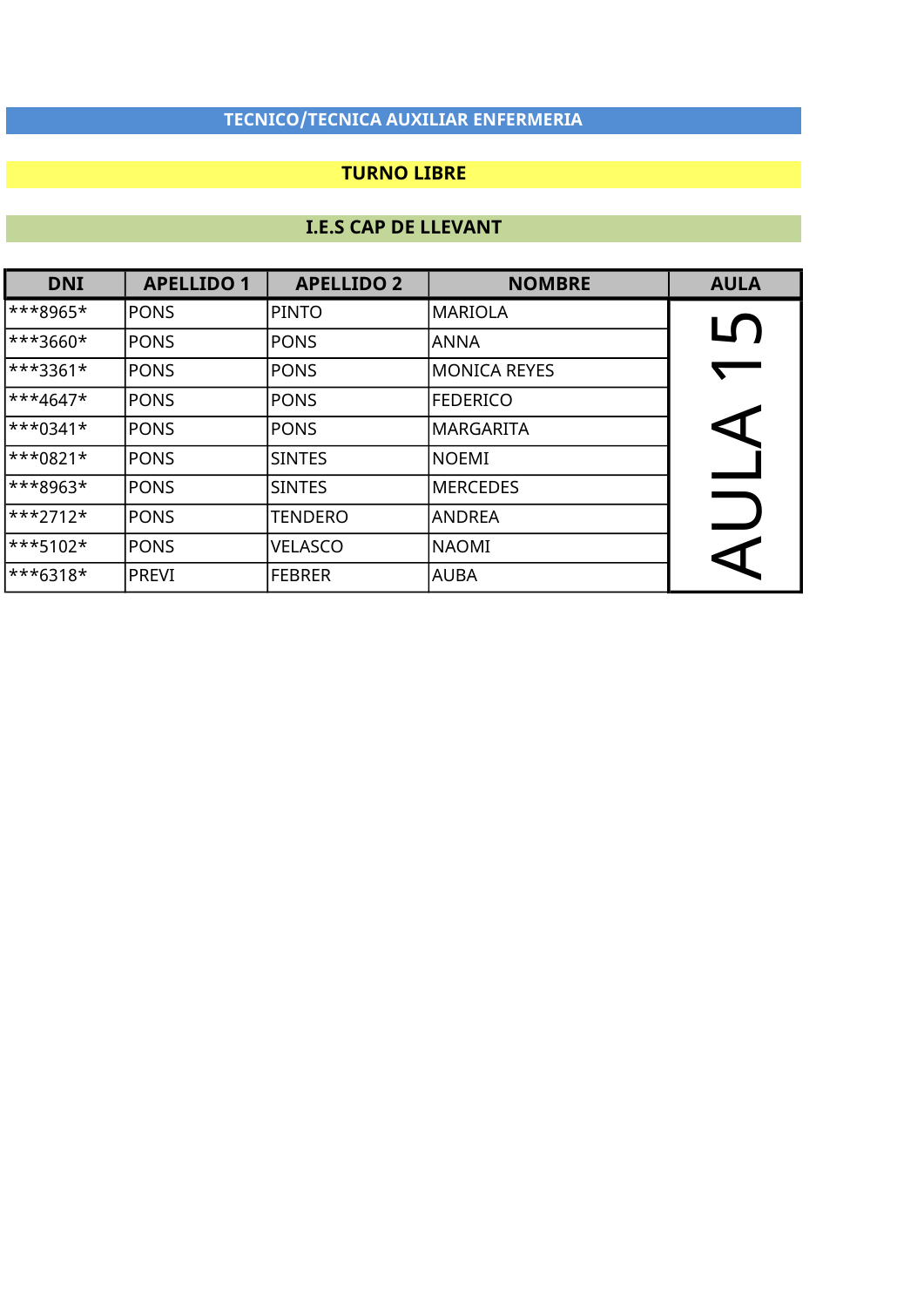**TECNICO/TECNICA AUXILIAR ENFERMERIA**

**TURNO LIBRE**

**I.E.S CAP DE LLEVANT**

| DNI | APELLIDO 1 | APELLIDO 2 | NOMBRE | AULA |
|---|---|---|---|---|
| ***8965* | PONS | PINTO | MARIOLA | AULA 15 |
| ***3660* | PONS | PONS | ANNA | |
| ***3361* | PONS | PONS | MONICA REYES | |
| ***4647* | PONS | PONS | FEDERICO | |
| ***0341* | PONS | PONS | MARGARITA | |
| ***0821* | PONS | SINTES | NOEMI | |
| ***8963* | PONS | SINTES | MERCEDES | |
| ***2712* | PONS | TENDERO | ANDREA | |
| ***5102* | PONS | VELASCO | NAOMI | |
| ***6318* | PREVI | FEBRER | AUBA | |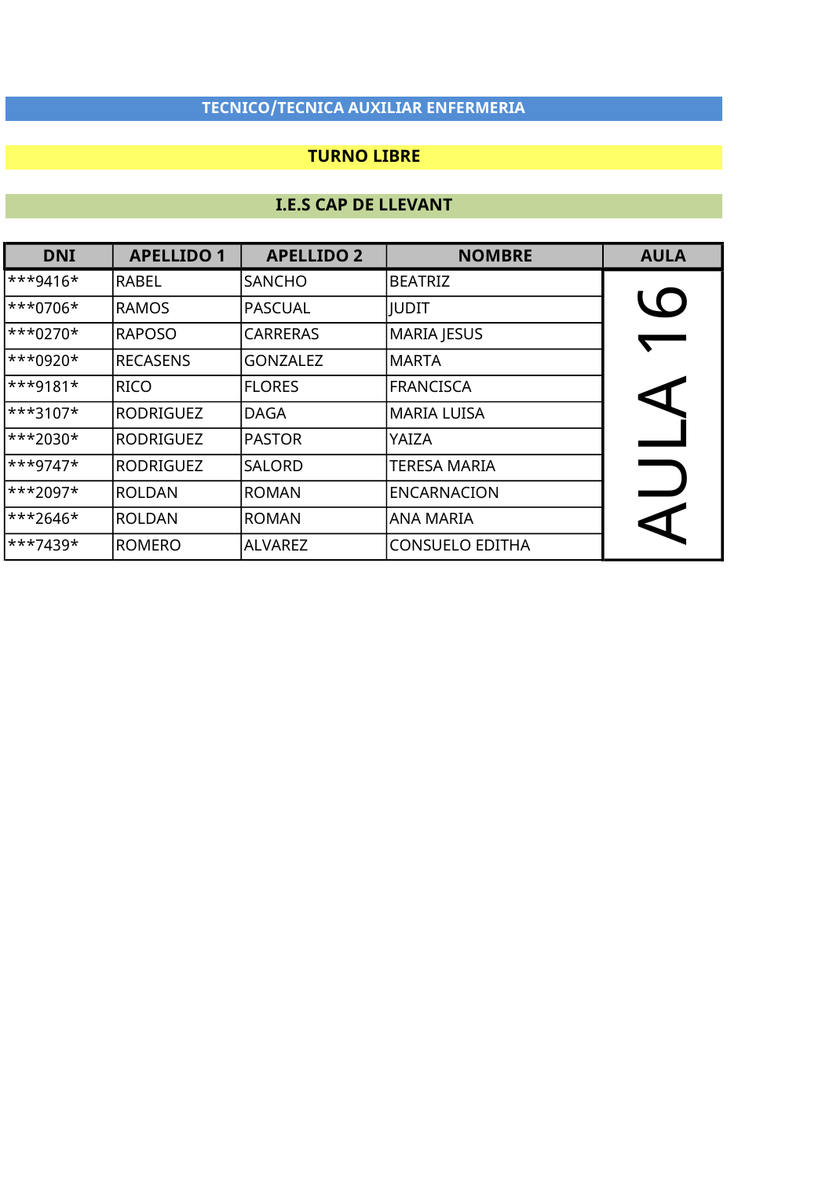**TECNICO/TECNICA AUXILIAR ENFERMERIA**

**TURNO LIBRE**

**I.E.S CAP DE LLEVANT**

| DNI | APELLIDO 1 | APELLIDO 2 | NOMBRE | AULA |
|---|---|---|---|---|
| ***9416* | RABEL | SANCHO | BEATRIZ | AULA 16 |
| ***0706* | RAMOS | PASCUAL | JUDIT | |
| ***0270* | RAPOSO | CARRERAS | MARIA JESUS | |
| ***0920* | RECASENS | GONZALEZ | MARTA | |
| ***9181* | RICO | FLORES | FRANCISCA | |
| ***3107* | RODRIGUEZ | DAGA | MARIA LUISA | |
| ***2030* | RODRIGUEZ | PASTOR | YAIZA | |
| ***9747* | RODRIGUEZ | SALORD | TERESA MARIA | |
| ***2097* | ROLDAN | ROMAN | ENCARNACION | |
| ***2646* | ROLDAN | ROMAN | ANA MARIA | |
| ***7439* | ROMERO | ALVAREZ | CONSUELO EDITHA | |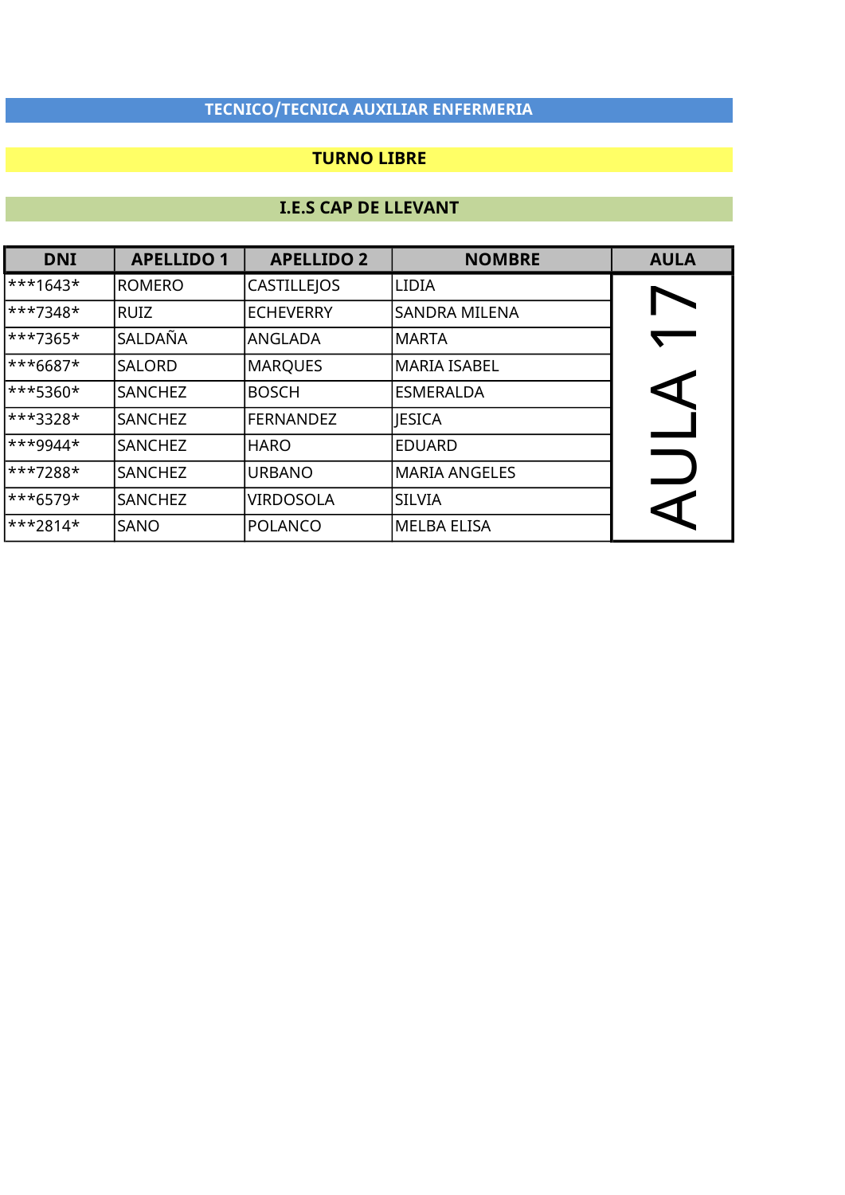**TECNICO/TECNICA AUXILIAR ENFERMERIA**

**TURNO LIBRE**

**I.E.S CAP DE LLEVANT**

| DNI | APELLIDO 1 | APELLIDO 2 | NOMBRE | AULA |
|---|---|---|---|---|
| ***1643* | ROMERO | CASTILLEJOS | LIDIA | AULA 17 |
| ***7348* | RUIZ | ECHEVERRY | SANDRA MILENA | |
| ***7365* | SALDAÑA | ANGLADA | MARTA | |
| ***6687* | SALORD | MARQUES | MARIA ISABEL | |
| ***5360* | SANCHEZ | BOSCH | ESMERALDA | |
| ***3328* | SANCHEZ | FERNANDEZ | JESICA | |
| ***9944* | SANCHEZ | HARO | EDUARD | |
| ***7288* | SANCHEZ | URBANO | MARIA ANGELES | |
| ***6579* | SANCHEZ | VIRDOSOLA | SILVIA | |
| ***2814* | SANO | POLANCO | MELBA ELISA | |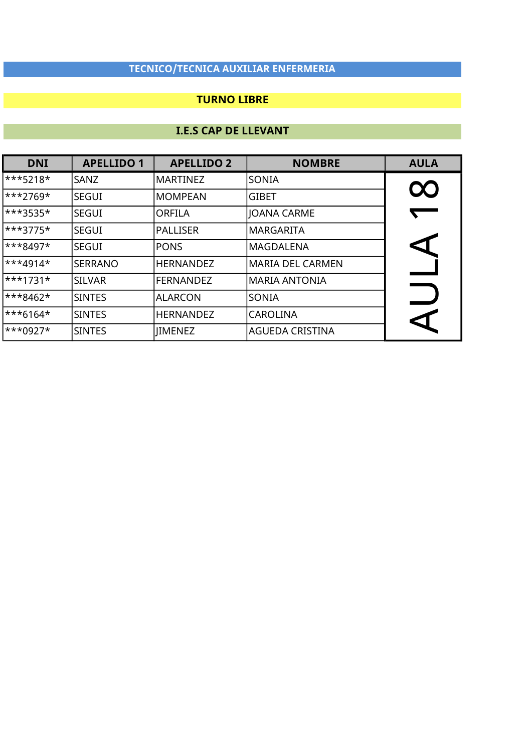**TECNICO/TECNICA AUXILIAR ENFERMERIA**

**TURNO LIBRE**

**I.E.S CAP DE LLEVANT**

| DNI | APELLIDO 1 | APELLIDO 2 | NOMBRE | AULA |
|---|---|---|---|---|
| ***5218* | SANZ | MARTINEZ | SONIA | AULA 18 |
| ***2769* | SEGUI | MOMPEAN | GIBET | |
| ***3535* | SEGUI | ORFILA | JOANA CARME | |
| ***3775* | SEGUI | PALLISER | MARGARITA | |
| ***8497* | SEGUI | PONS | MAGDALENA | |
| ***4914* | SERRANO | HERNANDEZ | MARIA DEL CARMEN | |
| ***1731* | SILVAR | FERNANDEZ | MARIA ANTONIA | |
| ***8462* | SINTES | ALARCON | SONIA | |
| ***6164* | SINTES | HERNANDEZ | CAROLINA | |
| ***0927* | SINTES | JIMENEZ | AGUEDA CRISTINA | |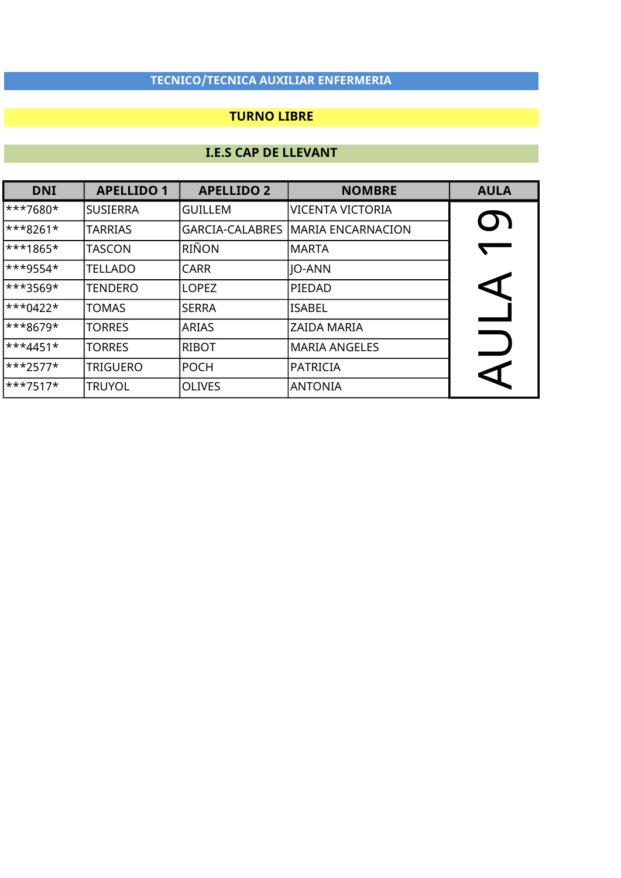**TECNICO/TECNICA AUXILIAR ENFERMERIA**

**TURNO LIBRE**

**I.E.S CAP DE LLEVANT**

| DNI | APELLIDO 1 | APELLIDO 2 | NOMBRE | AULA |
|---|---|---|---|---|
| ***7680* | SUSIERRA | GUILLEM | VICENTA VICTORIA | AULA 19 |
| ***8261* | TARRIAS | GARCIA-CALABRES | MARIA ENCARNACION | |
| ***1865* | TASCON | RIÑON | MARTA | |
| ***9554* | TELLADO | CARR | JO-ANN | |
| ***3569* | TENDERO | LOPEZ | PIEDAD | |
| ***0422* | TOMAS | SERRA | ISABEL | |
| ***8679* | TORRES | ARIAS | ZAIDA MARIA | |
| ***4451* | TORRES | RIBOT | MARIA ANGELES | |
| ***2577* | TRIGUERO | POCH | PATRICIA | |
| ***7517* | TRUYOL | OLIVES | ANTONIA | |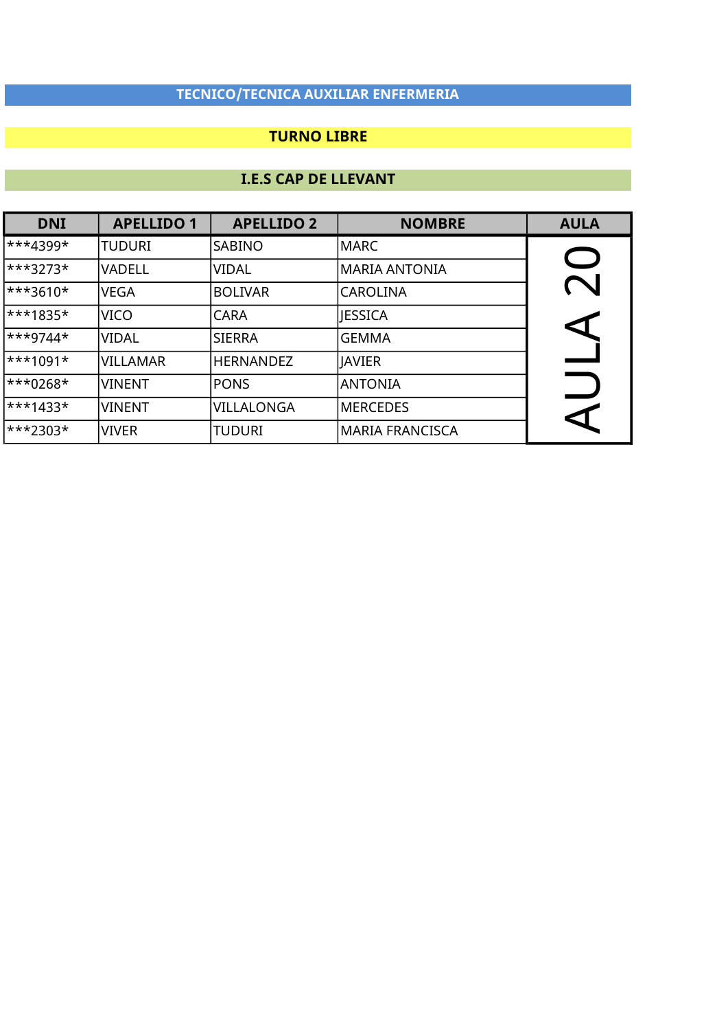**TECNICO/TECNICA AUXILIAR ENFERMERIA**

**TURNO LIBRE**

**I.E.S CAP DE LLEVANT**

| DNI | APELLIDO 1 | APELLIDO 2 | NOMBRE | AULA |
|---|---|---|---|---|
| ***4399* | TUDURI | SABINO | MARC | AULA 20 |
| ***3273* | VADELL | VIDAL | MARIA ANTONIA | |
| ***3610* | VEGA | BOLIVAR | CAROLINA | |
| ***1835* | VICO | CARA | JESSICA | |
| ***9744* | VIDAL | SIERRA | GEMMA | |
| ***1091* | VILLAMAR | HERNANDEZ | JAVIER | |
| ***0268* | VINENT | PONS | ANTONIA | |
| ***1433* | VINENT | VILLALONGA | MERCEDES | |
| ***2303* | VIVER | TUDURI | MARIA FRANCISCA | |